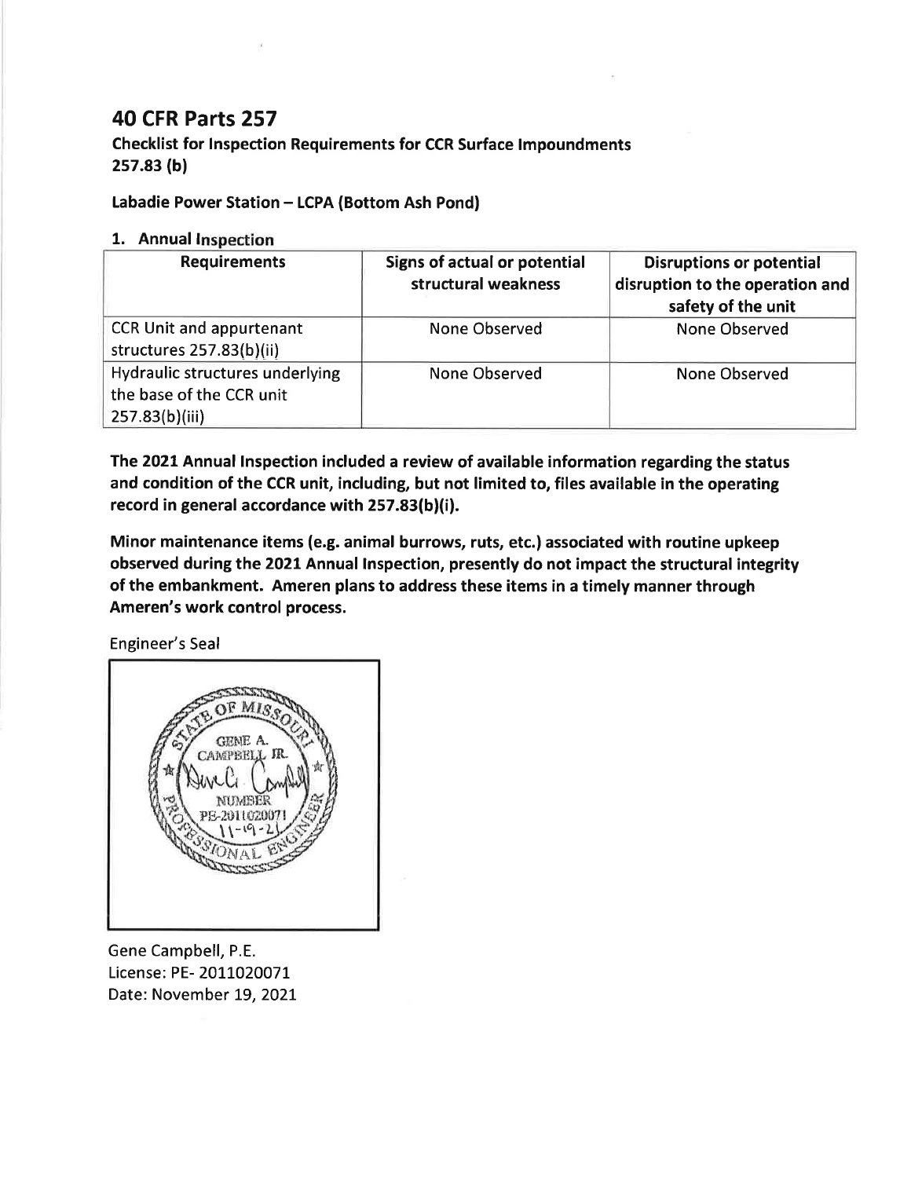# 40 CFR Parts 257

**Checklist for Inspection Requirements for CCR Surface Impoundments**
**257.83 (b)**

**Labadie Power Station – LCPA (Bottom Ash Pond)**

## 1. Annual Inspection

| Requirements | Signs of actual or potential structural weakness | Disruptions or potential disruption to the operation and safety of the unit |
|---|---|---|
| CCR Unit and appurtenant structures 257.83(b)(ii) | None Observed | None Observed |
| Hydraulic structures underlying the base of the CCR unit 257.83(b)(iii) | None Observed | None Observed |

**The 2021 Annual Inspection included a review of available information regarding the status and condition of the CCR unit, including, but not limited to, files available in the operating record in general accordance with 257.83(b)(i).**

**Minor maintenance items (e.g. animal burrows, ruts, etc.) associated with routine upkeep observed during the 2021 Annual Inspection, presently do not impact the structural integrity of the embankment. Ameren plans to address these items in a timely manner through Ameren's work control process.**

Engineer's Seal

STATE OF MISSOURI
GENE A. CAMPBELL JR.
NUMBER
PE-2011020071
11-19-21
PROFESSIONAL ENGINEER

Gene Campbell, P.E.
License: PE- 2011020071
Date: November 19, 2021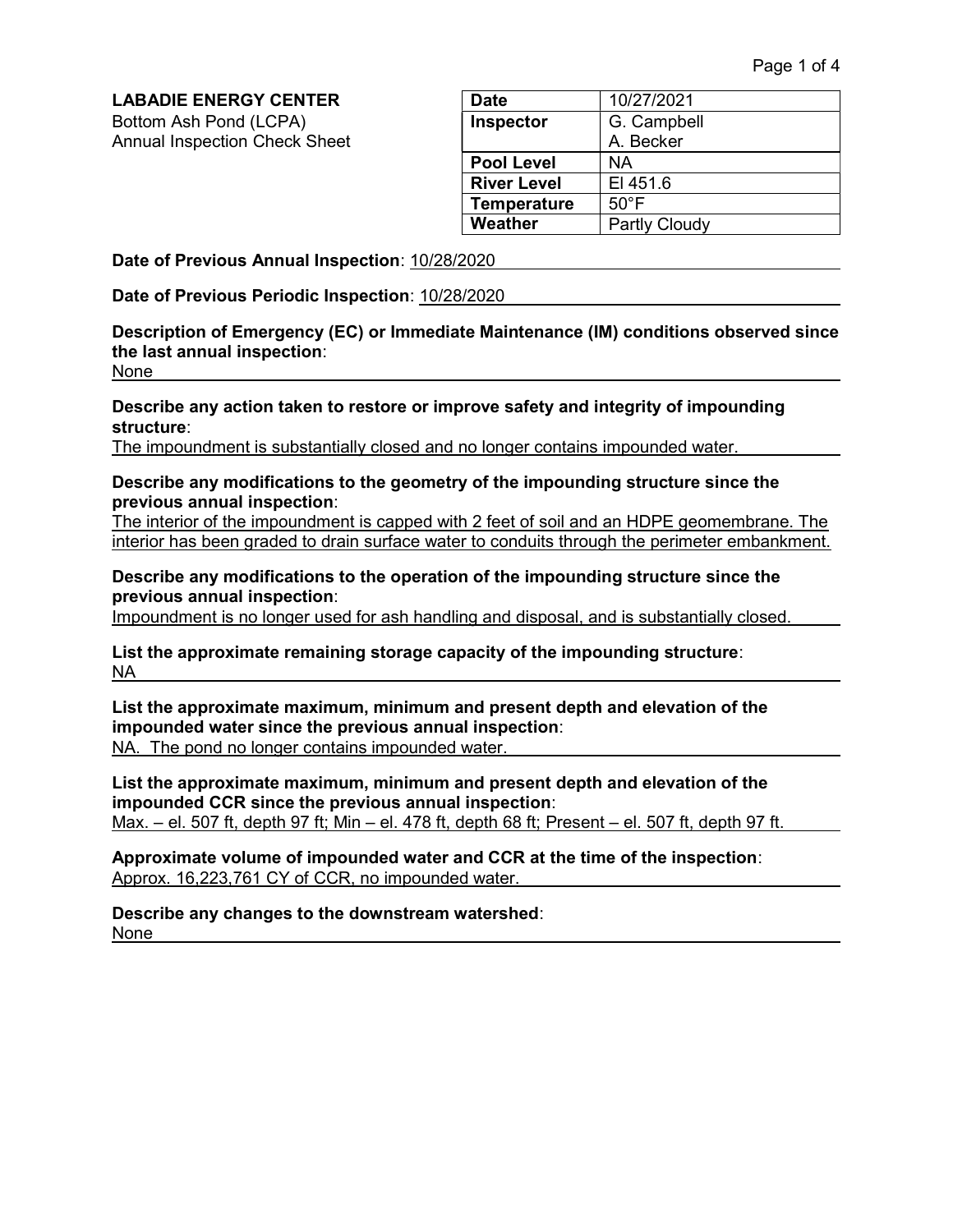**LABADIE ENERGY CENTER**
Bottom Ash Pond (LCPA)
Annual Inspection Check Sheet

| | |
|---|---|
| **Date** | 10/27/2021 |
| **Inspector** | G. Campbell<br>A. Becker |
| **Pool Level** | NA |
| **River Level** | El 451.6 |
| **Temperature** | 50°F |
| **Weather** | Partly Cloudy |

**Date of Previous Annual Inspection**: 10/28/2020

**Date of Previous Periodic Inspection**: 10/28/2020

**Description of Emergency (EC) or Immediate Maintenance (IM) conditions observed since the last annual inspection**:
None

**Describe any action taken to restore or improve safety and integrity of impounding structure**:
The impoundment is substantially closed and no longer contains impounded water.

**Describe any modifications to the geometry of the impounding structure since the previous annual inspection**:
The interior of the impoundment is capped with 2 feet of soil and an HDPE geomembrane. The interior has been graded to drain surface water to conduits through the perimeter embankment.

**Describe any modifications to the operation of the impounding structure since the previous annual inspection**:
Impoundment is no longer used for ash handling and disposal, and is substantially closed.

**List the approximate remaining storage capacity of the impounding structure**:
NA

**List the approximate maximum, minimum and present depth and elevation of the impounded water since the previous annual inspection**:
NA. The pond no longer contains impounded water.

**List the approximate maximum, minimum and present depth and elevation of the impounded CCR since the previous annual inspection**:
Max. – el. 507 ft, depth 97 ft; Min – el. 478 ft, depth 68 ft; Present – el. 507 ft, depth 97 ft.

**Approximate volume of impounded water and CCR at the time of the inspection**:
Approx. 16,223,761 CY of CCR, no impounded water.

**Describe any changes to the downstream watershed**:
None